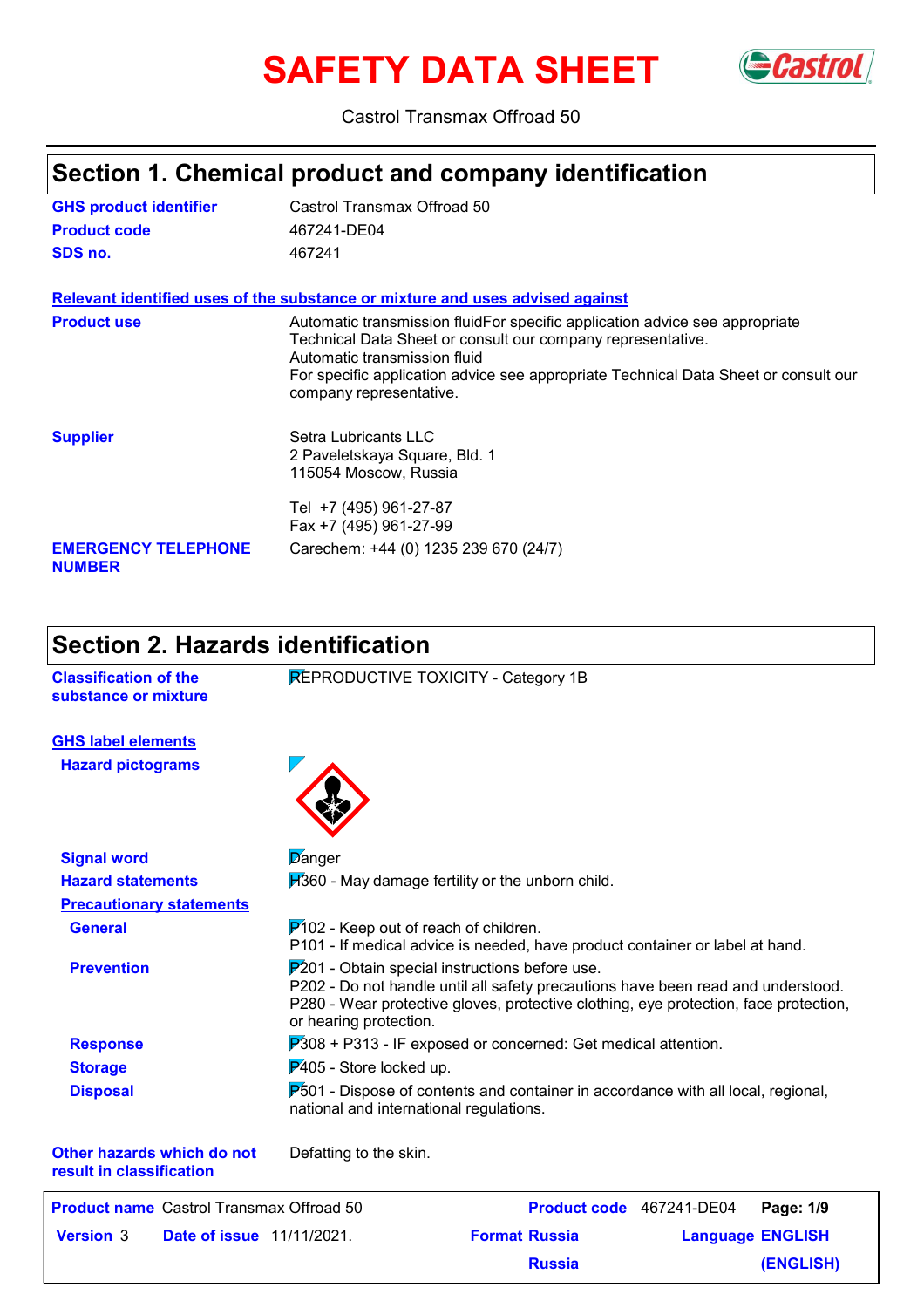# SAFETY DATA SHEET

Castrol Transmax Offroad 50

## Section 1. Chemical product and company identification

**GHS product identifier**: Castrol Transmax Offroad 50

**Product code**: 467241-DE04

**SDS no.**: 467241

**Relevant identified uses of the substance or mixture and uses advised against**

**Product use**: Automatic transmission fluidFor specific application advice see appropriate Technical Data Sheet or consult our company representative.
Automatic transmission fluid
For specific application advice see appropriate Technical Data Sheet or consult our company representative.

**Supplier**: Setra Lubricants LLC
2 Paveletskaya Square, Bld. 1
115054 Moscow, Russia

Tel +7 (495) 961-27-87
Fax +7 (495) 961-27-99

**EMERGENCY TELEPHONE NUMBER**: Carechem: +44 (0) 1235 239 670 (24/7)

## Section 2. Hazards identification

**Classification of the substance or mixture**: REPRODUCTIVE TOXICITY - Category 1B

**GHS label elements**

**Hazard pictograms**

**Signal word**: Danger

**Hazard statements**: H360 - May damage fertility or the unborn child.

**Precautionary statements**

**General**: P102 - Keep out of reach of children.
P101 - If medical advice is needed, have product container or label at hand.

**Prevention**: P201 - Obtain special instructions before use.
P202 - Do not handle until all safety precautions have been read and understood.
P280 - Wear protective gloves, protective clothing, eye protection, face protection, or hearing protection.

**Response**: P308 + P313 - IF exposed or concerned: Get medical attention.

**Storage**: P405 - Store locked up.

**Disposal**: P501 - Dispose of contents and container in accordance with all local, regional, national and international regulations.

**Other hazards which do not result in classification**: Defatting to the skin.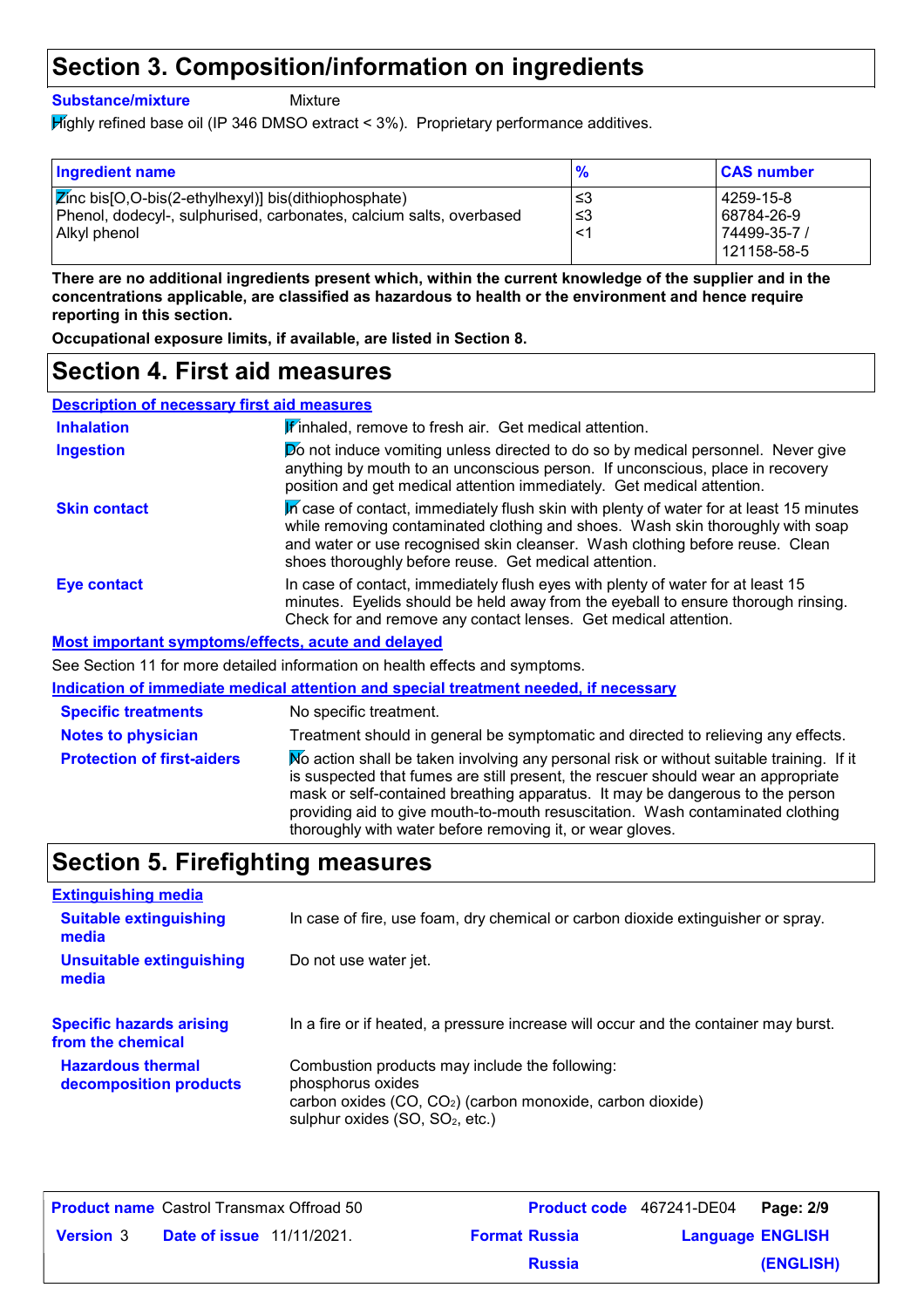# Section 3. Composition/information on ingredients

**Substance/mixture** Mixture

Highly refined base oil (IP 346 DMSO extract < 3%). Proprietary performance additives.

| Ingredient name | % | CAS number |
|---|---|---|
| Zinc bis[O,O-bis(2-ethylhexyl)] bis(dithiophosphate) | ≤3 | 4259-15-8 |
| Phenol, dodecyl-, sulphurised, carbonates, calcium salts, overbased | ≤3 | 68784-26-9 |
| Alkyl phenol | <1 | 74499-35-7 / 121158-58-5 |

**There are no additional ingredients present which, within the current knowledge of the supplier and in the concentrations applicable, are classified as hazardous to health or the environment and hence require reporting in this section.**

**Occupational exposure limits, if available, are listed in Section 8.**

# Section 4. First aid measures

## Description of necessary first aid measures

**Inhalation** If inhaled, remove to fresh air. Get medical attention.

**Ingestion** Do not induce vomiting unless directed to do so by medical personnel. Never give anything by mouth to an unconscious person. If unconscious, place in recovery position and get medical attention immediately. Get medical attention.

**Skin contact** In case of contact, immediately flush skin with plenty of water for at least 15 minutes while removing contaminated clothing and shoes. Wash skin thoroughly with soap and water or use recognised skin cleanser. Wash clothing before reuse. Clean shoes thoroughly before reuse. Get medical attention.

**Eye contact** In case of contact, immediately flush eyes with plenty of water for at least 15 minutes. Eyelids should be held away from the eyeball to ensure thorough rinsing. Check for and remove any contact lenses. Get medical attention.

## Most important symptoms/effects, acute and delayed

See Section 11 for more detailed information on health effects and symptoms.

## Indication of immediate medical attention and special treatment needed, if necessary

**Specific treatments** No specific treatment.

**Notes to physician** Treatment should in general be symptomatic and directed to relieving any effects.

**Protection of first-aiders** No action shall be taken involving any personal risk or without suitable training. If it is suspected that fumes are still present, the rescuer should wear an appropriate mask or self-contained breathing apparatus. It may be dangerous to the person providing aid to give mouth-to-mouth resuscitation. Wash contaminated clothing thoroughly with water before removing it, or wear gloves.

# Section 5. Firefighting measures

## Extinguishing media

**Suitable extinguishing media** In case of fire, use foam, dry chemical or carbon dioxide extinguisher or spray.

**Unsuitable extinguishing media** Do not use water jet.

**Specific hazards arising from the chemical** In a fire or if heated, a pressure increase will occur and the container may burst.

**Hazardous thermal decomposition products** Combustion products may include the following:
phosphorus oxides
carbon oxides ($CO$, $CO_2$) (carbon monoxide, carbon dioxide)
sulphur oxides ($SO$, $SO_2$, etc.)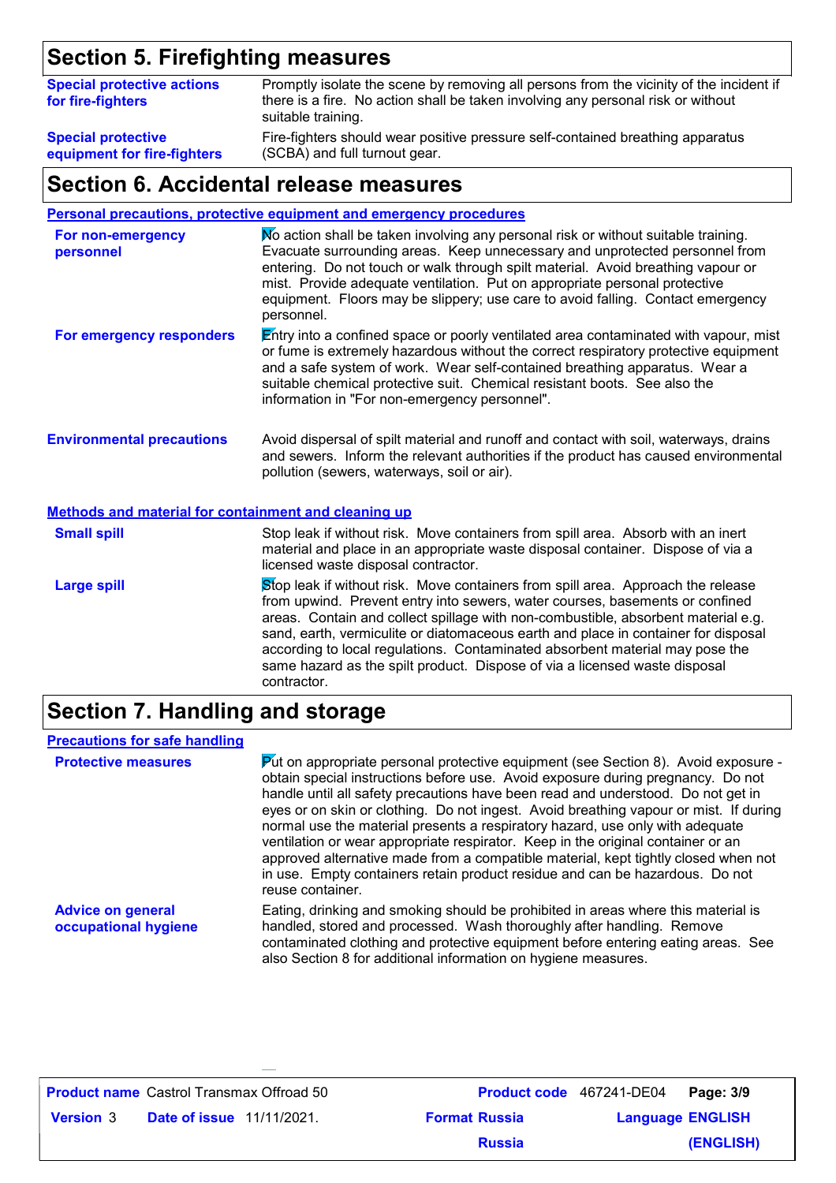## Section 5. Firefighting measures

**Special protective actions for fire-fighters**: Promptly isolate the scene by removing all persons from the vicinity of the incident if there is a fire. No action shall be taken involving any personal risk or without suitable training.

**Special protective equipment for fire-fighters**: Fire-fighters should wear positive pressure self-contained breathing apparatus (SCBA) and full turnout gear.

## Section 6. Accidental release measures

### Personal precautions, protective equipment and emergency procedures

**For non-emergency personnel**: No action shall be taken involving any personal risk or without suitable training. Evacuate surrounding areas. Keep unnecessary and unprotected personnel from entering. Do not touch or walk through spilt material. Avoid breathing vapour or mist. Provide adequate ventilation. Put on appropriate personal protective equipment. Floors may be slippery; use care to avoid falling. Contact emergency personnel.

**For emergency responders**: Entry into a confined space or poorly ventilated area contaminated with vapour, mist or fume is extremely hazardous without the correct respiratory protective equipment and a safe system of work. Wear self-contained breathing apparatus. Wear a suitable chemical protective suit. Chemical resistant boots. See also the information in "For non-emergency personnel".

**Environmental precautions**: Avoid dispersal of spilt material and runoff and contact with soil, waterways, drains and sewers. Inform the relevant authorities if the product has caused environmental pollution (sewers, waterways, soil or air).

### Methods and material for containment and cleaning up

**Small spill**: Stop leak if without risk. Move containers from spill area. Absorb with an inert material and place in an appropriate waste disposal container. Dispose of via a licensed waste disposal contractor.

**Large spill**: Stop leak if without risk. Move containers from spill area. Approach the release from upwind. Prevent entry into sewers, water courses, basements or confined areas. Contain and collect spillage with non-combustible, absorbent material e.g. sand, earth, vermiculite or diatomaceous earth and place in container for disposal according to local regulations. Contaminated absorbent material may pose the same hazard as the spilt product. Dispose of via a licensed waste disposal contractor.

## Section 7. Handling and storage

### Precautions for safe handling

**Protective measures**: Put on appropriate personal protective equipment (see Section 8). Avoid exposure - obtain special instructions before use. Avoid exposure during pregnancy. Do not handle until all safety precautions have been read and understood. Do not get in eyes or on skin or clothing. Do not ingest. Avoid breathing vapour or mist. If during normal use the material presents a respiratory hazard, use only with adequate ventilation or wear appropriate respirator. Keep in the original container or an approved alternative made from a compatible material, kept tightly closed when not in use. Empty containers retain product residue and can be hazardous. Do not reuse container.

**Advice on general occupational hygiene**: Eating, drinking and smoking should be prohibited in areas where this material is handled, stored and processed. Wash thoroughly after handling. Remove contaminated clothing and protective equipment before entering eating areas. See also Section 8 for additional information on hygiene measures.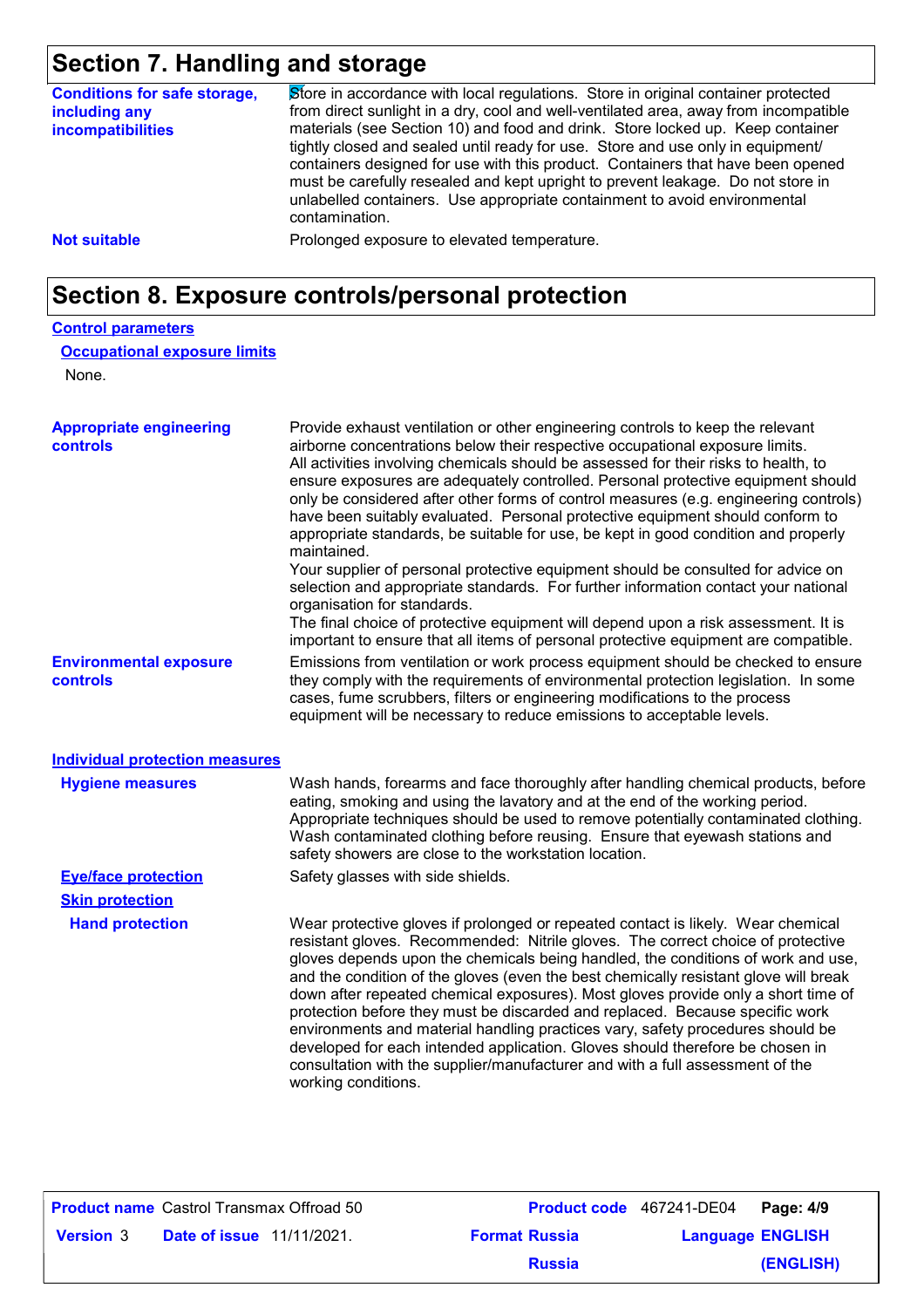## Section 7. Handling and storage

**Conditions for safe storage, including any incompatibilities**

Store in accordance with local regulations. Store in original container protected from direct sunlight in a dry, cool and well-ventilated area, away from incompatible materials (see Section 10) and food and drink. Store locked up. Keep container tightly closed and sealed until ready for use. Store and use only in equipment/ containers designed for use with this product. Containers that have been opened must be carefully resealed and kept upright to prevent leakage. Do not store in unlabelled containers. Use appropriate containment to avoid environmental contamination.

**Not suitable**

Prolonged exposure to elevated temperature.

## Section 8. Exposure controls/personal protection

### Control parameters

#### Occupational exposure limits

None.

**Appropriate engineering controls**

Provide exhaust ventilation or other engineering controls to keep the relevant airborne concentrations below their respective occupational exposure limits.
All activities involving chemicals should be assessed for their risks to health, to ensure exposures are adequately controlled. Personal protective equipment should only be considered after other forms of control measures (e.g. engineering controls) have been suitably evaluated. Personal protective equipment should conform to appropriate standards, be suitable for use, be kept in good condition and properly maintained.
Your supplier of personal protective equipment should be consulted for advice on selection and appropriate standards. For further information contact your national organisation for standards.
The final choice of protective equipment will depend upon a risk assessment. It is important to ensure that all items of personal protective equipment are compatible.

**Environmental exposure controls**

Emissions from ventilation or work process equipment should be checked to ensure they comply with the requirements of environmental protection legislation. In some cases, fume scrubbers, filters or engineering modifications to the process equipment will be necessary to reduce emissions to acceptable levels.

### Individual protection measures

**Hygiene measures**

Wash hands, forearms and face thoroughly after handling chemical products, before eating, smoking and using the lavatory and at the end of the working period. Appropriate techniques should be used to remove potentially contaminated clothing. Wash contaminated clothing before reusing. Ensure that eyewash stations and safety showers are close to the workstation location.

**Eye/face protection**

Safety glasses with side shields.

**Skin protection**

**Hand protection**

Wear protective gloves if prolonged or repeated contact is likely. Wear chemical resistant gloves. Recommended: Nitrile gloves. The correct choice of protective gloves depends upon the chemicals being handled, the conditions of work and use, and the condition of the gloves (even the best chemically resistant glove will break down after repeated chemical exposures). Most gloves provide only a short time of protection before they must be discarded and replaced. Because specific work environments and material handling practices vary, safety procedures should be developed for each intended application. Gloves should therefore be chosen in consultation with the supplier/manufacturer and with a full assessment of the working conditions.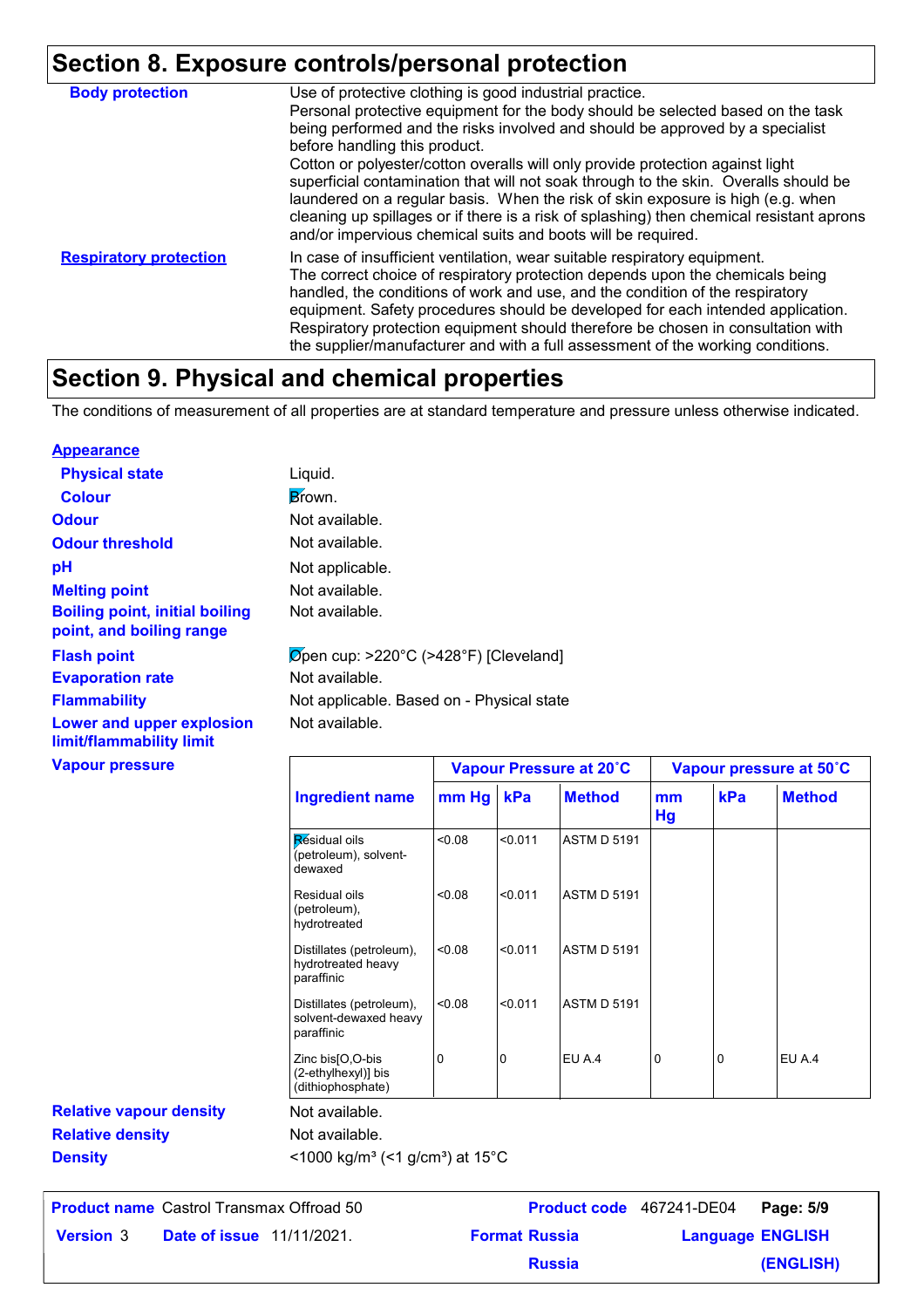## Section 8. Exposure controls/personal protection

**Body protection**

Use of protective clothing is good industrial practice.
Personal protective equipment for the body should be selected based on the task being performed and the risks involved and should be approved by a specialist before handling this product.
Cotton or polyester/cotton overalls will only provide protection against light superficial contamination that will not soak through to the skin. Overalls should be laundered on a regular basis. When the risk of skin exposure is high (e.g. when cleaning up spillages or if there is a risk of splashing) then chemical resistant aprons and/or impervious chemical suits and boots will be required.

**Respiratory protection**

In case of insufficient ventilation, wear suitable respiratory equipment.
The correct choice of respiratory protection depends upon the chemicals being handled, the conditions of work and use, and the condition of the respiratory equipment. Safety procedures should be developed for each intended application. Respiratory protection equipment should therefore be chosen in consultation with the supplier/manufacturer and with a full assessment of the working conditions.

## Section 9. Physical and chemical properties

The conditions of measurement of all properties are at standard temperature and pressure unless otherwise indicated.

**Appearance**

**Physical state**: Liquid.

**Colour**: Brown.

**Odour**: Not available.

**Odour threshold**: Not available.

**pH**: Not applicable.

**Melting point**: Not available.

**Boiling point, initial boiling point, and boiling range**: Not available.

**Flash point**: Open cup: >220°C (>428°F) [Cleveland]

**Evaporation rate**: Not available.

**Flammability**: Not applicable. Based on - Physical state

**Lower and upper explosion limit/flammability limit**: Not available.

**Vapour pressure**

| Ingredient name | Vapour Pressure at 20˚C | | | Vapour pressure at 50˚C | | |
|---|---|---|---|---|---|---|
| | mm Hg | kPa | Method | mm Hg | kPa | Method |
| Residual oils (petroleum), solvent-dewaxed | <0.08 | <0.011 | ASTM D 5191 | | | |
| Residual oils (petroleum), hydrotreated | <0.08 | <0.011 | ASTM D 5191 | | | |
| Distillates (petroleum), hydrotreated heavy paraffinic | <0.08 | <0.011 | ASTM D 5191 | | | |
| Distillates (petroleum), solvent-dewaxed heavy paraffinic | <0.08 | <0.011 | ASTM D 5191 | | | |
| Zinc bis[O,O-bis (2-ethylhexyl)] bis (dithiophosphate) | 0 | 0 | EU A.4 | 0 | 0 | EU A.4 |

**Relative vapour density**: Not available.

**Relative density**: Not available.

**Density**: <1000 kg/m³ (<1 g/cm³) at 15°C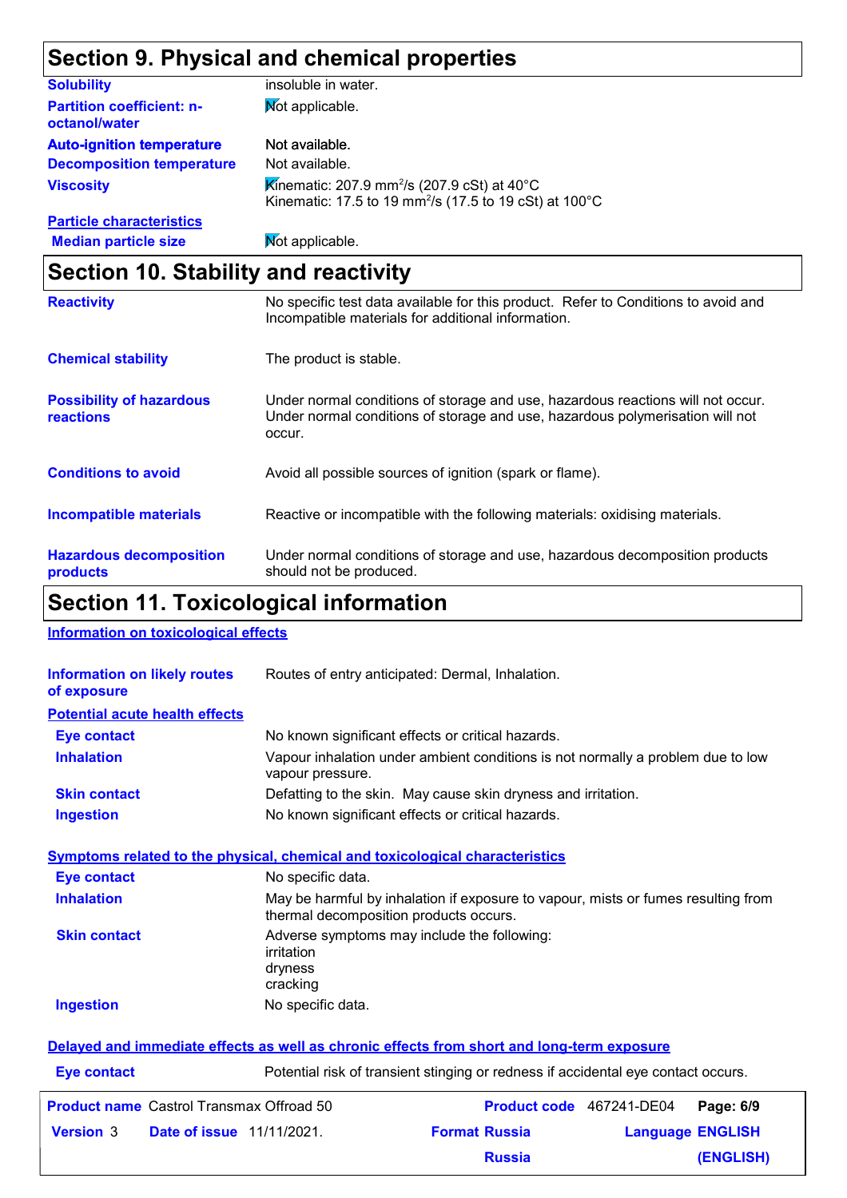## Section 9. Physical and chemical properties

| | |
|---|---|
| **Solubility** | insoluble in water. |
| **Partition coefficient: n-octanol/water** | Not applicable. |
| **Auto-ignition temperature** | Not available. |
| **Decomposition temperature** | Not available. |
| **Viscosity** | Kinematic: 207.9 $mm^2/s$ (207.9 cSt) at 40°C<br>Kinematic: 17.5 to 19 $mm^2/s$ (17.5 to 19 cSt) at 100°C |
| **Particle characteristics** | |
| **Median particle size** | Not applicable. |

## Section 10. Stability and reactivity

| | |
|---|---|
| **Reactivity** | No specific test data available for this product. Refer to Conditions to avoid and Incompatible materials for additional information. |
| **Chemical stability** | The product is stable. |
| **Possibility of hazardous reactions** | Under normal conditions of storage and use, hazardous reactions will not occur.<br>Under normal conditions of storage and use, hazardous polymerisation will not occur. |
| **Conditions to avoid** | Avoid all possible sources of ignition (spark or flame). |
| **Incompatible materials** | Reactive or incompatible with the following materials: oxidising materials. |
| **Hazardous decomposition products** | Under normal conditions of storage and use, hazardous decomposition products should not be produced. |

## Section 11. Toxicological information

**Information on toxicological effects**

| | |
|---|---|
| **Information on likely routes of exposure** | Routes of entry anticipated: Dermal, Inhalation. |

**Potential acute health effects**

| | |
|---|---|
| **Eye contact** | No known significant effects or critical hazards. |
| **Inhalation** | Vapour inhalation under ambient conditions is not normally a problem due to low vapour pressure. |
| **Skin contact** | Defatting to the skin. May cause skin dryness and irritation. |
| **Ingestion** | No known significant effects or critical hazards. |

**Symptoms related to the physical, chemical and toxicological characteristics**

| | |
|---|---|
| **Eye contact** | No specific data. |
| **Inhalation** | May be harmful by inhalation if exposure to vapour, mists or fumes resulting from thermal decomposition products occurs. |
| **Skin contact** | Adverse symptoms may include the following:<br>irritation<br>dryness<br>cracking |
| **Ingestion** | No specific data. |

**Delayed and immediate effects as well as chronic effects from short and long-term exposure**

| | |
|---|---|
| **Eye contact** | Potential risk of transient stinging or redness if accidental eye contact occurs. |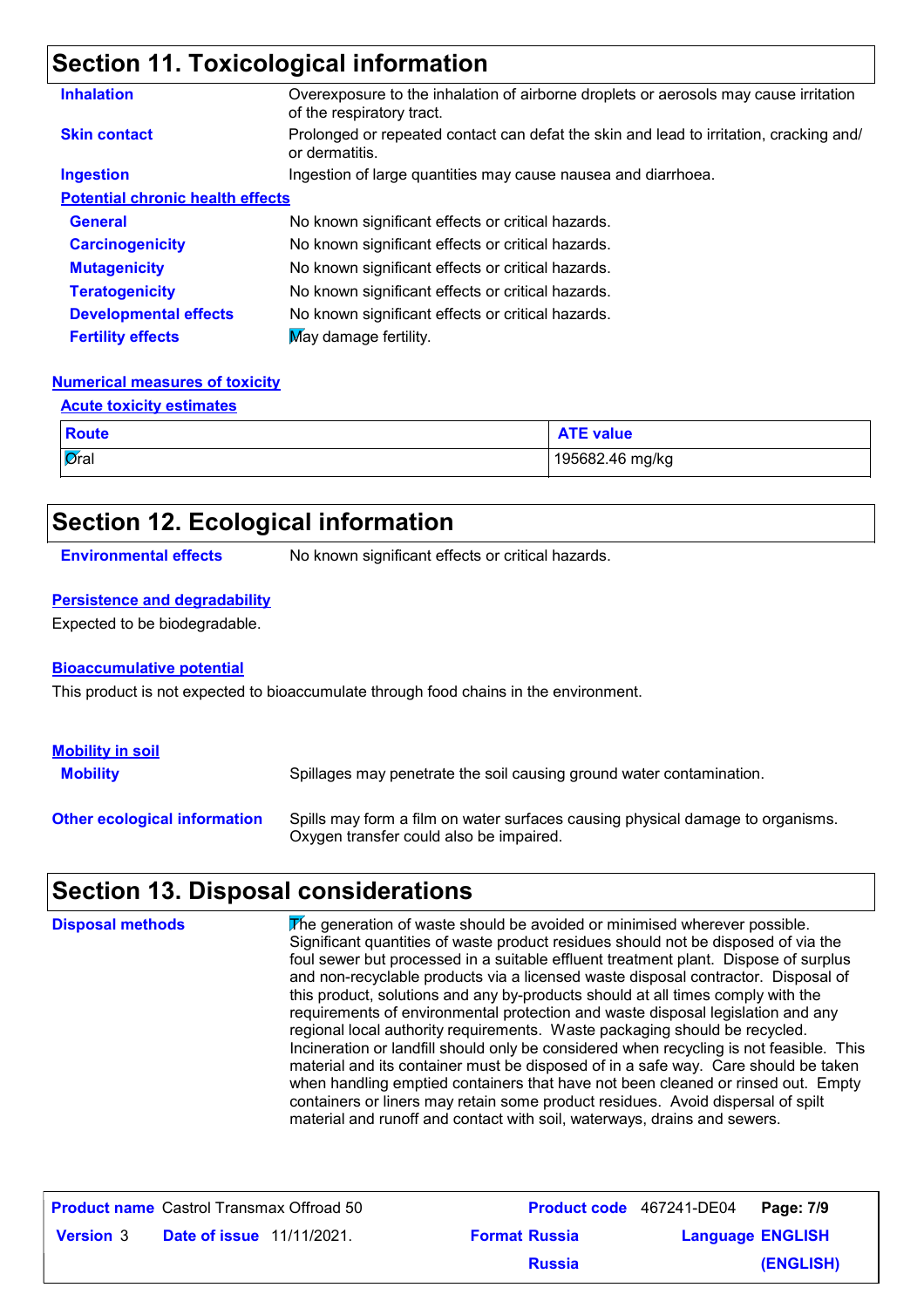## Section 11. Toxicological information

**Inhalation** Overexposure to the inhalation of airborne droplets or aerosols may cause irritation of the respiratory tract.

**Skin contact** Prolonged or repeated contact can defat the skin and lead to irritation, cracking and/ or dermatitis.

**Ingestion** Ingestion of large quantities may cause nausea and diarrhoea.

**Potential chronic health effects**

**General** No known significant effects or critical hazards.

**Carcinogenicity** No known significant effects or critical hazards.

**Mutagenicity** No known significant effects or critical hazards.

**Teratogenicity** No known significant effects or critical hazards.

**Developmental effects** No known significant effects or critical hazards.

**Fertility effects** May damage fertility.

**Numerical measures of toxicity**

**Acute toxicity estimates**

| Route | ATE value |
|---|---|
| Oral | 195682.46 mg/kg |

## Section 12. Ecological information

**Environmental effects** No known significant effects or critical hazards.

**Persistence and degradability**

Expected to be biodegradable.

**Bioaccumulative potential**

This product is not expected to bioaccumulate through food chains in the environment.

**Mobility in soil**

**Mobility** Spillages may penetrate the soil causing ground water contamination.

**Other ecological information** Spills may form a film on water surfaces causing physical damage to organisms. Oxygen transfer could also be impaired.

## Section 13. Disposal considerations

**Disposal methods** The generation of waste should be avoided or minimised wherever possible. Significant quantities of waste product residues should not be disposed of via the foul sewer but processed in a suitable effluent treatment plant. Dispose of surplus and non-recyclable products via a licensed waste disposal contractor. Disposal of this product, solutions and any by-products should at all times comply with the requirements of environmental protection and waste disposal legislation and any regional local authority requirements. Waste packaging should be recycled. Incineration or landfill should only be considered when recycling is not feasible. This material and its container must be disposed of in a safe way. Care should be taken when handling emptied containers that have not been cleaned or rinsed out. Empty containers or liners may retain some product residues. Avoid dispersal of spilt material and runoff and contact with soil, waterways, drains and sewers.

| **Product name** Castrol Transmax Offroad 50 | **Product code** 467241-DE04 |
|---|---|
| **Version** 3 **Date of issue** 11/11/2021. | **Format** Russia **Language** ENGLISH |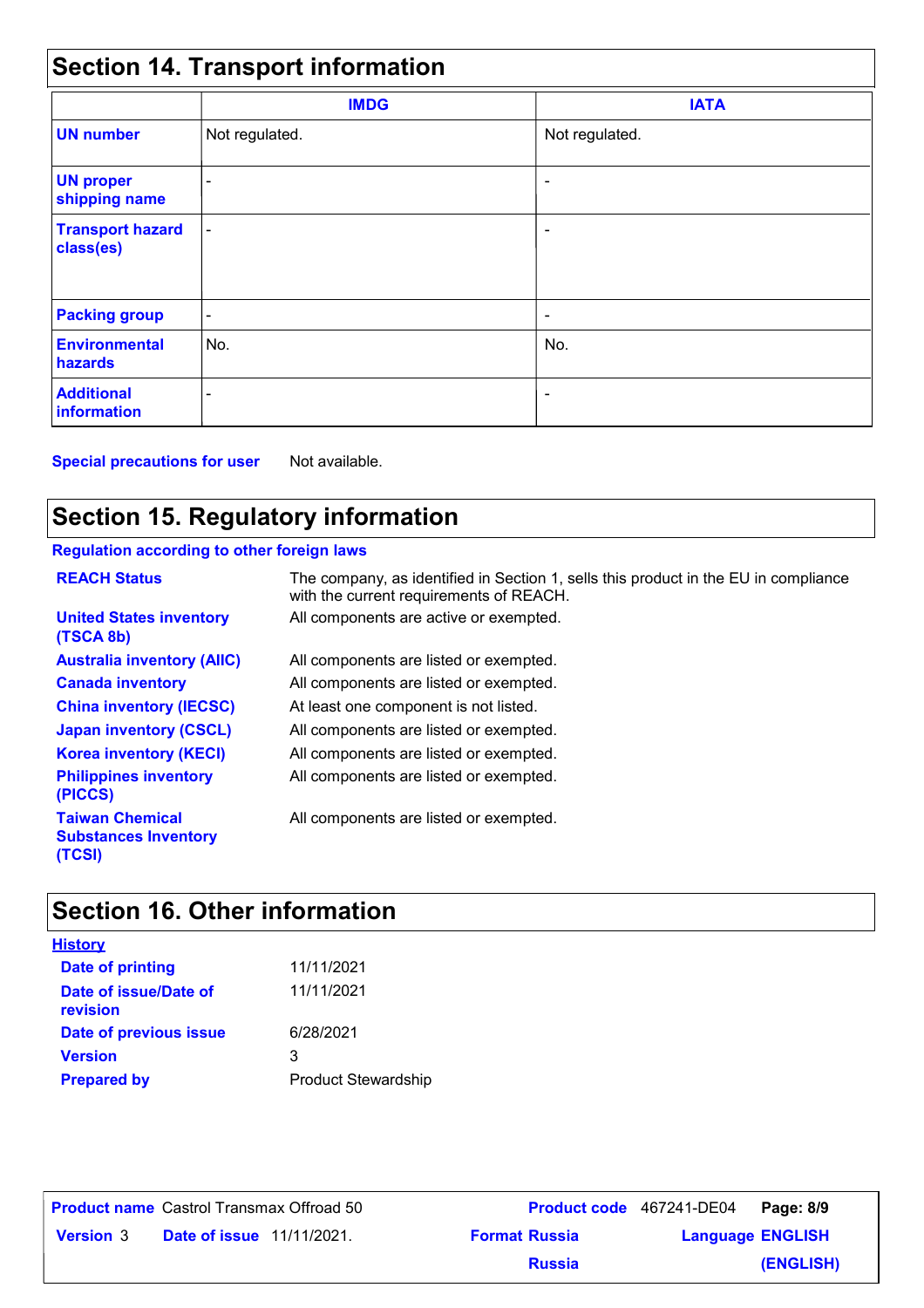## Section 14. Transport information

| | IMDG | IATA |
|---|---|---|
| **UN number** | Not regulated. | Not regulated. |
| **UN proper shipping name** | - | - |
| **Transport hazard class(es)** | - | - |
| **Packing group** | - | - |
| **Environmental hazards** | No. | No. |
| **Additional information** | - | - |

**Special precautions for user** Not available.

## Section 15. Regulatory information

**Regulation according to other foreign laws**

| | |
|---|---|
| **REACH Status** | The company, as identified in Section 1, sells this product in the EU in compliance with the current requirements of REACH. |
| **United States inventory (TSCA 8b)** | All components are active or exempted. |
| **Australia inventory (AIIC)** | All components are listed or exempted. |
| **Canada inventory** | All components are listed or exempted. |
| **China inventory (IECSC)** | At least one component is not listed. |
| **Japan inventory (CSCL)** | All components are listed or exempted. |
| **Korea inventory (KECI)** | All components are listed or exempted. |
| **Philippines inventory (PICCS)** | All components are listed or exempted. |
| **Taiwan Chemical Substances Inventory (TCSI)** | All components are listed or exempted. |

## Section 16. Other information

**History**

| | |
|---|---|
| **Date of printing** | 11/11/2021 |
| **Date of issue/Date of revision** | 11/11/2021 |
| **Date of previous issue** | 6/28/2021 |
| **Version** | 3 |
| **Prepared by** | Product Stewardship |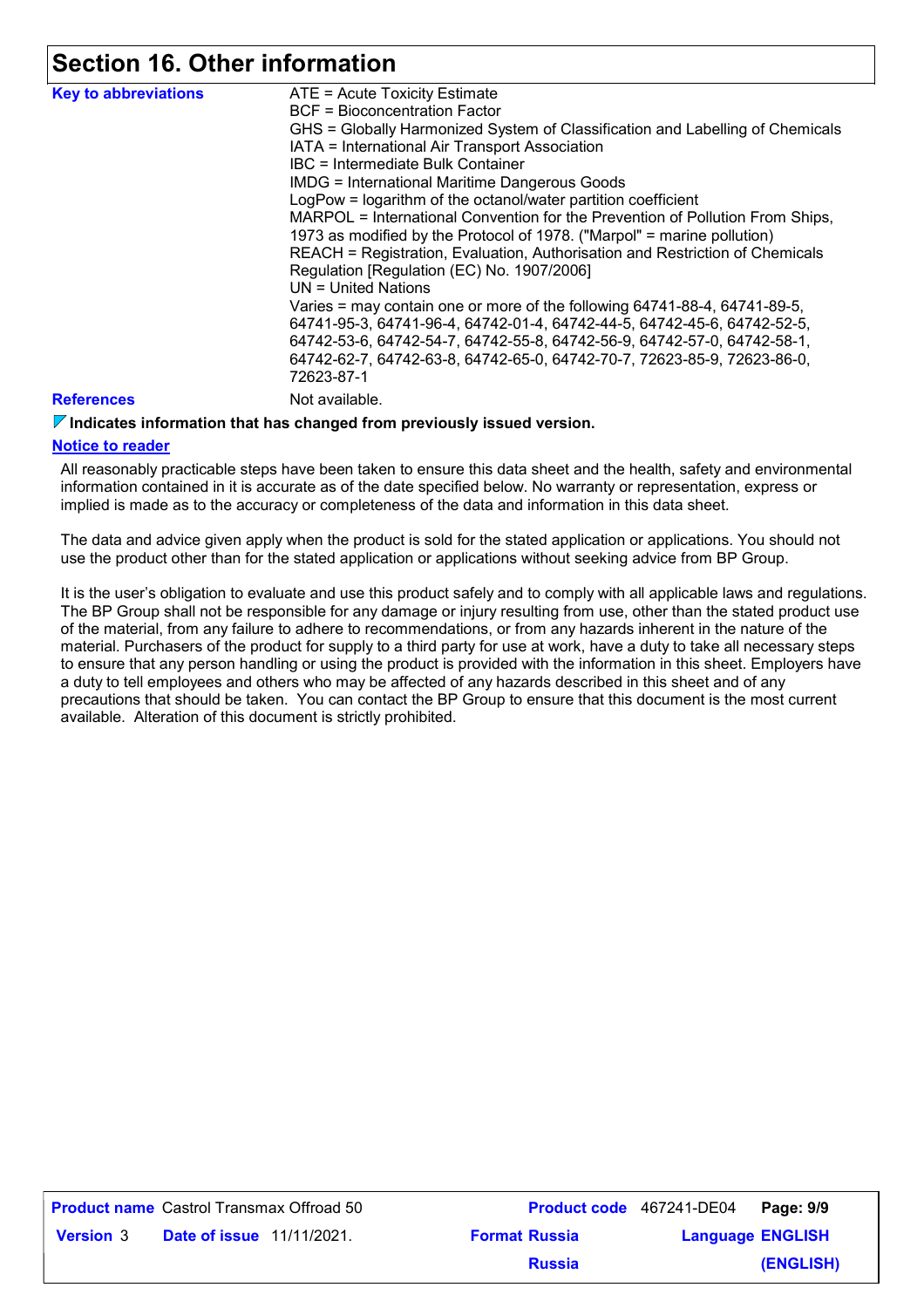## Section 16. Other information

**Key to abbreviations**

ATE = Acute Toxicity Estimate
BCF = Bioconcentration Factor
GHS = Globally Harmonized System of Classification and Labelling of Chemicals
IATA = International Air Transport Association
IBC = Intermediate Bulk Container
IMDG = International Maritime Dangerous Goods
LogPow = logarithm of the octanol/water partition coefficient
MARPOL = International Convention for the Prevention of Pollution From Ships, 1973 as modified by the Protocol of 1978. ("Marpol" = marine pollution)
REACH = Registration, Evaluation, Authorisation and Restriction of Chemicals Regulation [Regulation (EC) No. 1907/2006]
UN = United Nations
Varies = may contain one or more of the following 64741-88-4, 64741-89-5, 64741-95-3, 64741-96-4, 64742-01-4, 64742-44-5, 64742-45-6, 64742-52-5, 64742-53-6, 64742-54-7, 64742-55-8, 64742-56-9, 64742-57-0, 64742-58-1, 64742-62-7, 64742-63-8, 64742-65-0, 64742-70-7, 72623-85-9, 72623-86-0, 72623-87-1

**References** Not available.

**Indicates information that has changed from previously issued version.**

**Notice to reader**

All reasonably practicable steps have been taken to ensure this data sheet and the health, safety and environmental information contained in it is accurate as of the date specified below. No warranty or representation, express or implied is made as to the accuracy or completeness of the data and information in this data sheet.

The data and advice given apply when the product is sold for the stated application or applications. You should not use the product other than for the stated application or applications without seeking advice from BP Group.

It is the user's obligation to evaluate and use this product safely and to comply with all applicable laws and regulations. The BP Group shall not be responsible for any damage or injury resulting from use, other than the stated product use of the material, from any failure to adhere to recommendations, or from any hazards inherent in the nature of the material. Purchasers of the product for supply to a third party for use at work, have a duty to take all necessary steps to ensure that any person handling or using the product is provided with the information in this sheet. Employers have a duty to tell employees and others who may be affected of any hazards described in this sheet and of any precautions that should be taken. You can contact the BP Group to ensure that this document is the most current available. Alteration of this document is strictly prohibited.